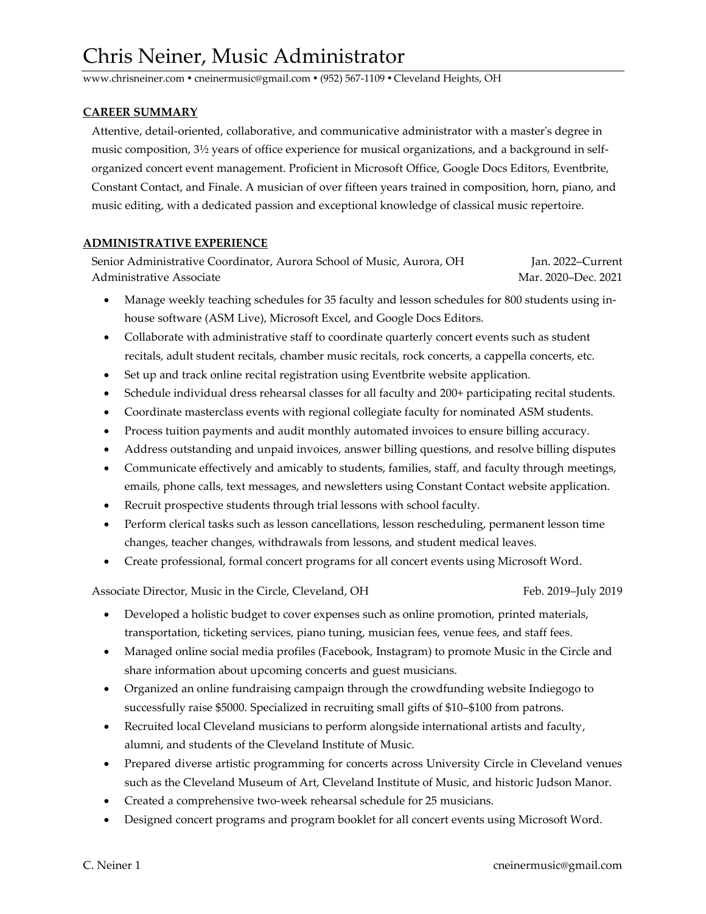# Chris Neiner, Music Administrator

www.chrisneiner.com • cneinermusic@gmail.com • (952) 567-1109 • Cleveland Heights, OH

## CAREER SUMMARY

Attentive, detail-oriented, collaborative, and communicative administrator with a master's degree in music composition, 3½ years of office experience for musical organizations, and a background in self-organized concert event management. Proficient in Microsoft Office, Google Docs Editors, Eventbrite, Constant Contact, and Finale. A musician of over fifteen years trained in composition, horn, piano, and music editing, with a dedicated passion and exceptional knowledge of classical music repertoire.

## ADMINISTRATIVE EXPERIENCE

Senior Administrative Coordinator, Aurora School of Music, Aurora, OH — Jan. 2022–Current
Administrative Associate — Mar. 2020–Dec. 2021

- Manage weekly teaching schedules for 35 faculty and lesson schedules for 800 students using in-house software (ASM Live), Microsoft Excel, and Google Docs Editors.
- Collaborate with administrative staff to coordinate quarterly concert events such as student recitals, adult student recitals, chamber music recitals, rock concerts, a cappella concerts, etc.
- Set up and track online recital registration using Eventbrite website application.
- Schedule individual dress rehearsal classes for all faculty and 200+ participating recital students.
- Coordinate masterclass events with regional collegiate faculty for nominated ASM students.
- Process tuition payments and audit monthly automated invoices to ensure billing accuracy.
- Address outstanding and unpaid invoices, answer billing questions, and resolve billing disputes
- Communicate effectively and amicably to students, families, staff, and faculty through meetings, emails, phone calls, text messages, and newsletters using Constant Contact website application.
- Recruit prospective students through trial lessons with school faculty.
- Perform clerical tasks such as lesson cancellations, lesson rescheduling, permanent lesson time changes, teacher changes, withdrawals from lessons, and student medical leaves.
- Create professional, formal concert programs for all concert events using Microsoft Word.

Associate Director, Music in the Circle, Cleveland, OH — Feb. 2019–July 2019

- Developed a holistic budget to cover expenses such as online promotion, printed materials, transportation, ticketing services, piano tuning, musician fees, venue fees, and staff fees.
- Managed online social media profiles (Facebook, Instagram) to promote Music in the Circle and share information about upcoming concerts and guest musicians.
- Organized an online fundraising campaign through the crowdfunding website Indiegogo to successfully raise $5000. Specialized in recruiting small gifts of $10–$100 from patrons.
- Recruited local Cleveland musicians to perform alongside international artists and faculty, alumni, and students of the Cleveland Institute of Music.
- Prepared diverse artistic programming for concerts across University Circle in Cleveland venues such as the Cleveland Museum of Art, Cleveland Institute of Music, and historic Judson Manor.
- Created a comprehensive two-week rehearsal schedule for 25 musicians.
- Designed concert programs and program booklet for all concert events using Microsoft Word.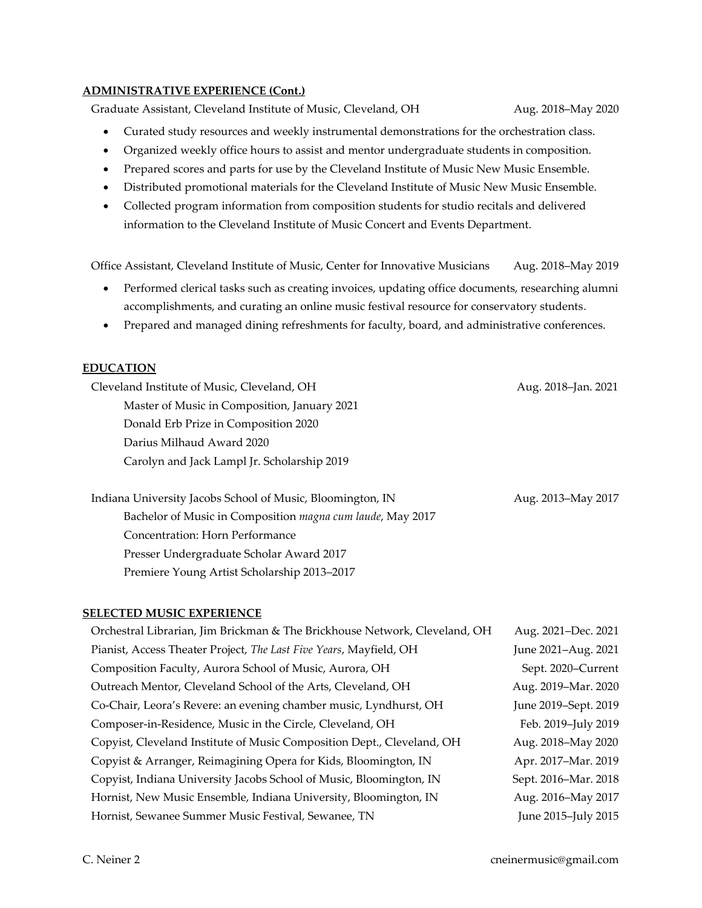## ADMINISTRATIVE EXPERIENCE (Cont.)

Graduate Assistant, Cleveland Institute of Music, Cleveland, OH — Aug. 2018–May 2020

- Curated study resources and weekly instrumental demonstrations for the orchestration class.
- Organized weekly office hours to assist and mentor undergraduate students in composition.
- Prepared scores and parts for use by the Cleveland Institute of Music New Music Ensemble.
- Distributed promotional materials for the Cleveland Institute of Music New Music Ensemble.
- Collected program information from composition students for studio recitals and delivered information to the Cleveland Institute of Music Concert and Events Department.

Office Assistant, Cleveland Institute of Music, Center for Innovative Musicians — Aug. 2018–May 2019

- Performed clerical tasks such as creating invoices, updating office documents, researching alumni accomplishments, and curating an online music festival resource for conservatory students.
- Prepared and managed dining refreshments for faculty, board, and administrative conferences.

## EDUCATION

Cleveland Institute of Music, Cleveland, OH — Aug. 2018–Jan. 2021

Master of Music in Composition, January 2021
Donald Erb Prize in Composition 2020
Darius Milhaud Award 2020
Carolyn and Jack Lampl Jr. Scholarship 2019

Indiana University Jacobs School of Music, Bloomington, IN — Aug. 2013–May 2017

Bachelor of Music in Composition *magna cum laude*, May 2017
Concentration: Horn Performance
Presser Undergraduate Scholar Award 2017
Premiere Young Artist Scholarship 2013–2017

## SELECTED MUSIC EXPERIENCE

| | |
|---|---|
| Orchestral Librarian, Jim Brickman & The Brickhouse Network, Cleveland, OH | Aug. 2021–Dec. 2021 |
| Pianist, Access Theater Project, *The Last Five Years*, Mayfield, OH | June 2021–Aug. 2021 |
| Composition Faculty, Aurora School of Music, Aurora, OH | Sept. 2020–Current |
| Outreach Mentor, Cleveland School of the Arts, Cleveland, OH | Aug. 2019–Mar. 2020 |
| Co-Chair, Leora's Revere: an evening chamber music, Lyndhurst, OH | June 2019–Sept. 2019 |
| Composer-in-Residence, Music in the Circle, Cleveland, OH | Feb. 2019–July 2019 |
| Copyist, Cleveland Institute of Music Composition Dept., Cleveland, OH | Aug. 2018–May 2020 |
| Copyist & Arranger, Reimagining Opera for Kids, Bloomington, IN | Apr. 2017–Mar. 2019 |
| Copyist, Indiana University Jacobs School of Music, Bloomington, IN | Sept. 2016–Mar. 2018 |
| Hornist, New Music Ensemble, Indiana University, Bloomington, IN | Aug. 2016–May 2017 |
| Hornist, Sewanee Summer Music Festival, Sewanee, TN | June 2015–July 2015 |